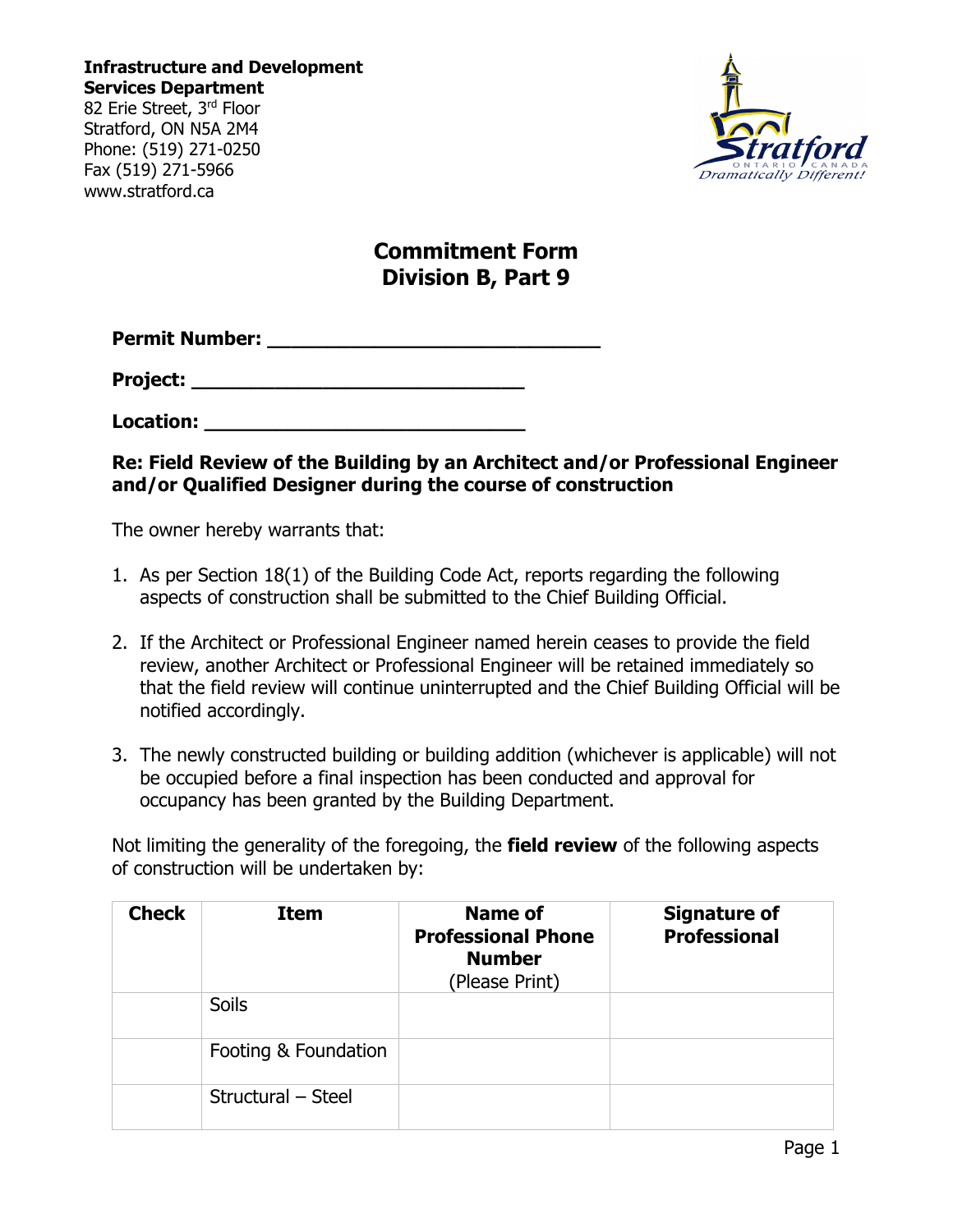**Infrastructure and Development Services Department**
82 Erie Street, 3rd Floor
Stratford, ON N5A 2M4
Phone: (519) 271-0250
Fax (519) 271-5966
www.stratford.ca

# Commitment Form
# Division B, Part 9

**Permit Number: \_\_\_\_\_\_\_\_\_\_\_\_\_\_\_\_\_\_\_\_\_\_\_\_\_\_\_\_\_\_**

**Project: \_\_\_\_\_\_\_\_\_\_\_\_\_\_\_\_\_\_\_\_\_\_\_\_\_\_\_\_\_\_**

**Location: \_\_\_\_\_\_\_\_\_\_\_\_\_\_\_\_\_\_\_\_\_\_\_\_\_\_\_\_\_\_**

**Re: Field Review of the Building by an Architect and/or Professional Engineer and/or Qualified Designer during the course of construction**

The owner hereby warrants that:

1. As per Section 18(1) of the Building Code Act, reports regarding the following aspects of construction shall be submitted to the Chief Building Official.
2. If the Architect or Professional Engineer named herein ceases to provide the field review, another Architect or Professional Engineer will be retained immediately so that the field review will continue uninterrupted and the Chief Building Official will be notified accordingly.
3. The newly constructed building or building addition (whichever is applicable) will not be occupied before a final inspection has been conducted and approval for occupancy has been granted by the Building Department.

Not limiting the generality of the foregoing, the **field review** of the following aspects of construction will be undertaken by:

| Check | Item | Name of Professional Phone Number (Please Print) | Signature of Professional |
|---|---|---|---|
| | Soils | | |
| | Footing & Foundation | | |
| | Structural – Steel | | |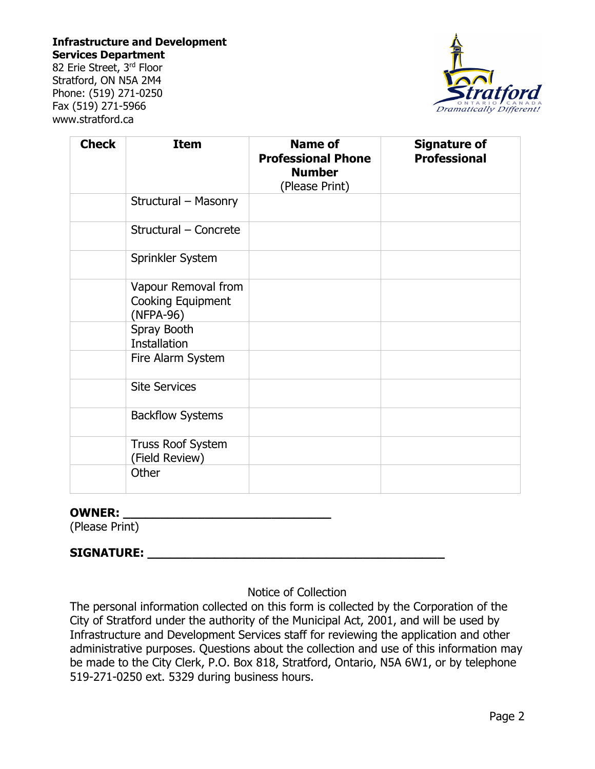**Infrastructure and Development Services Department**
82 Erie Street, 3rd Floor
Stratford, ON N5A 2M4
Phone: (519) 271-0250
Fax (519) 271-5966
www.stratford.ca

Stratford
ONTARIO CANADA
*Dramatically Different!*

| Check | Item | Name of Professional Phone Number (Please Print) | Signature of Professional |
| --- | --- | --- | --- |
| | Structural – Masonry | | |
| | Structural – Concrete | | |
| | Sprinkler System | | |
| | Vapour Removal from Cooking Equipment (NFPA-96) | | |
| | Spray Booth Installation | | |
| | Fire Alarm System | | |
| | Site Services | | |
| | Backflow Systems | | |
| | Truss Roof System (Field Review) | | |
| | Other | | |

**OWNER: ____________________________**
(Please Print)

**SIGNATURE: _________________________________________**

Notice of Collection

The personal information collected on this form is collected by the Corporation of the City of Stratford under the authority of the Municipal Act, 2001, and will be used by Infrastructure and Development Services staff for reviewing the application and other administrative purposes. Questions about the collection and use of this information may be made to the City Clerk, P.O. Box 818, Stratford, Ontario, N5A 6W1, or by telephone 519-271-0250 ext. 5329 during business hours.